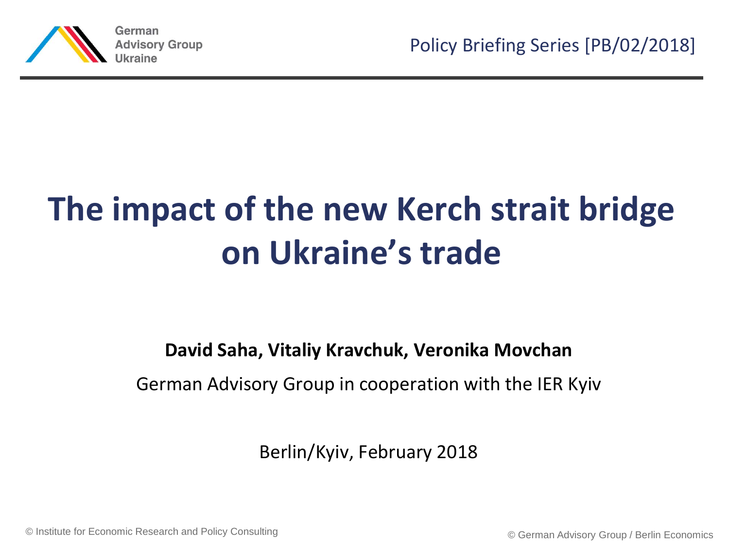German Advisory Group Ukraine

Policy Briefing Series [PB/02/2018]

# The impact of the new Kerch strait bridge on Ukraine's trade

**David Saha, Vitaliy Kravchuk, Veronika Movchan**

German Advisory Group in cooperation with the IER Kyiv

Berlin/Kyiv, February 2018

© Institute for Economic Research and Policy Consulting

© German Advisory Group / Berlin Economics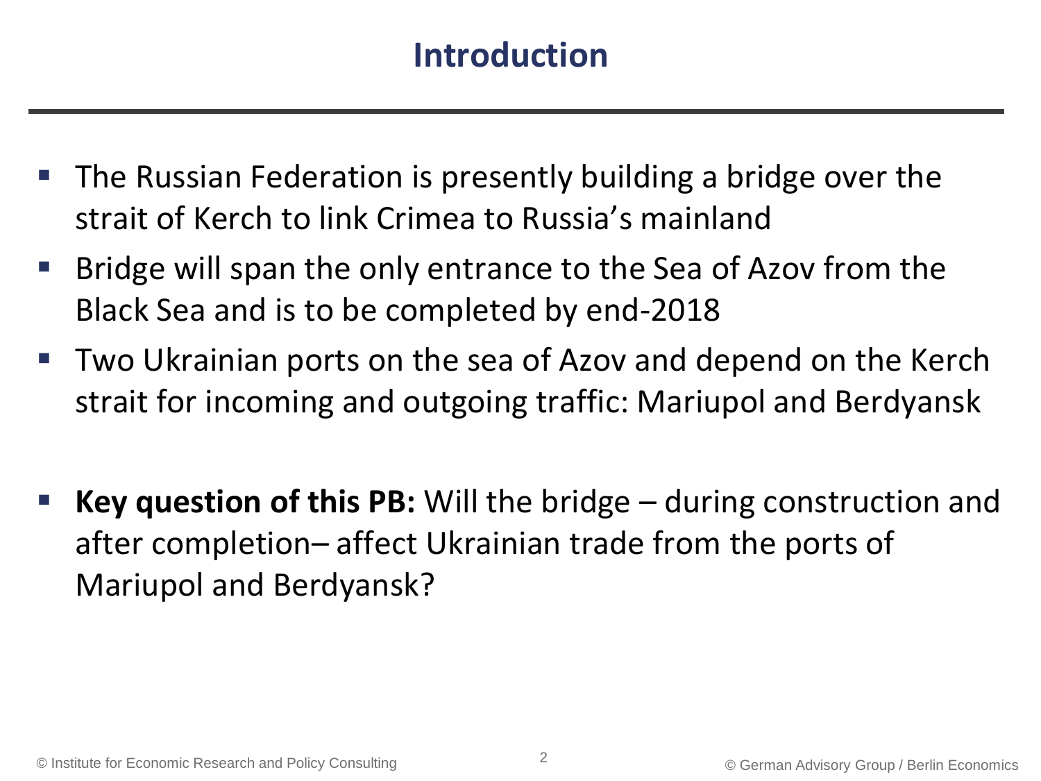# Introduction

- The Russian Federation is presently building a bridge over the strait of Kerch to link Crimea to Russia's mainland
- Bridge will span the only entrance to the Sea of Azov from the Black Sea and is to be completed by end-2018
- Two Ukrainian ports on the sea of Azov and depend on the Kerch strait for incoming and outgoing traffic: Mariupol and Berdyansk

- **Key question of this PB:** Will the bridge – during construction and after completion– affect Ukrainian trade from the ports of Mariupol and Berdyansk?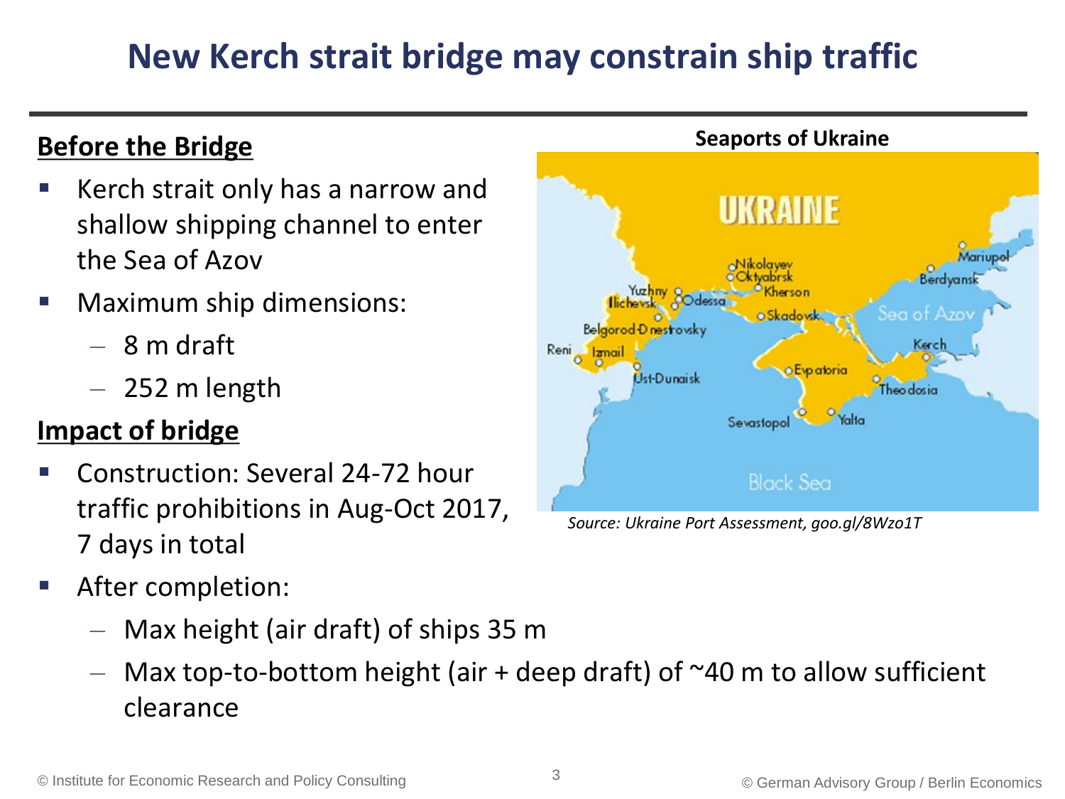# New Kerch strait bridge may constrain ship traffic

## Before the Bridge

- Kerch strait only has a narrow and shallow shipping channel to enter the Sea of Azov
- Maximum ship dimensions:
  - 8 m draft
  - 252 m length

## Impact of bridge

- Construction: Several 24-72 hour traffic prohibitions in Aug-Oct 2017, 7 days in total
- After completion:
  - Max height (air draft) of ships 35 m
  - Max top-to-bottom height (air + deep draft) of ~40 m to allow sufficient clearance

**Seaports of Ukraine**

*Source: Ukraine Port Assessment, goo.gl/8Wzo1T*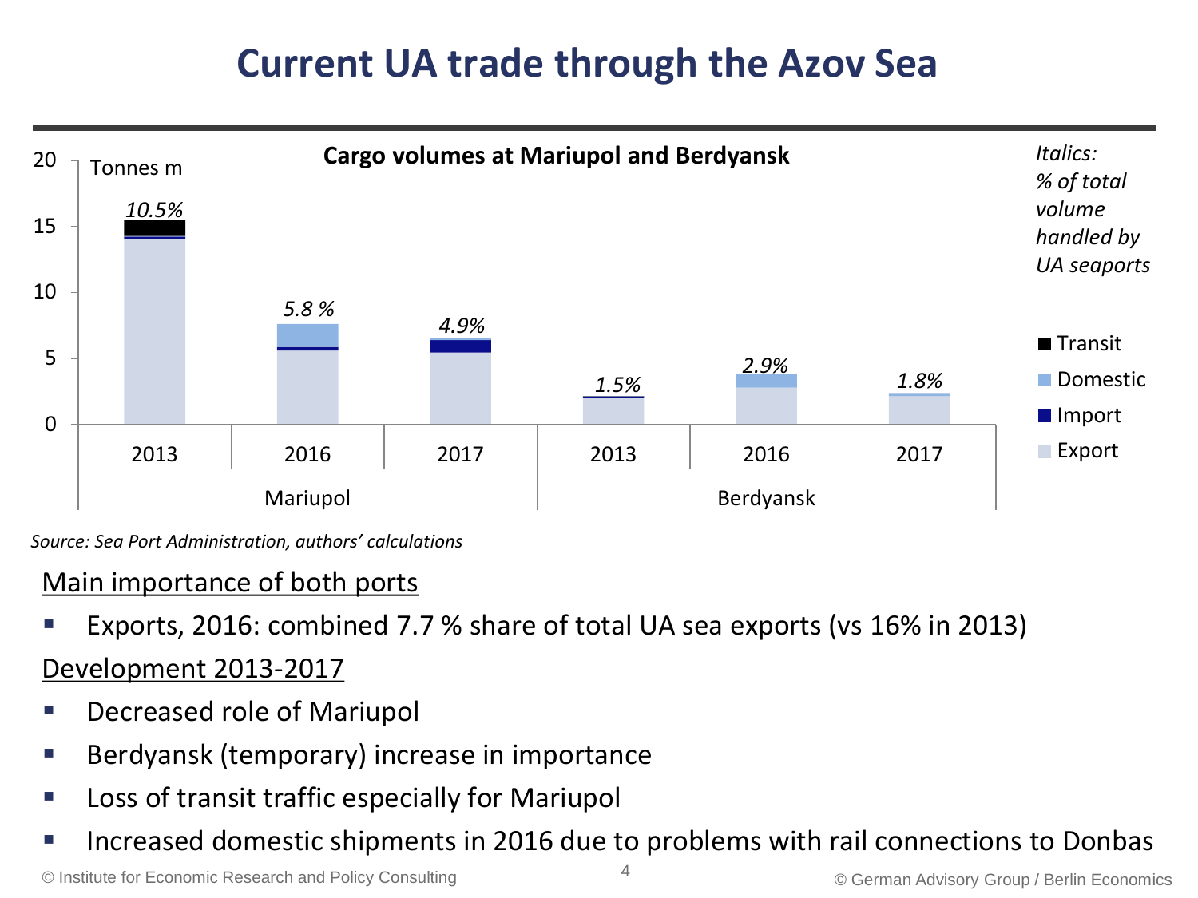# Current UA trade through the Azov Sea

**Cargo volumes at Mariupol and Berdyansk**

Tonnes m

| Port | Year | % of total volume handled by UA seaports |
|---|---|---|
| Mariupol | 2013 | 10.5% |
| Mariupol | 2016 | 5.8 % |
| Mariupol | 2017 | 4.9% |
| Berdyansk | 2013 | 1.5% |
| Berdyansk | 2016 | 2.9% |
| Berdyansk | 2017 | 1.8% |

*Italics: % of total volume handled by UA seaports*

Legend: Transit, Domestic, Import, Export

*Source: Sea Port Administration, authors' calculations*

Main importance of both ports

- Exports, 2016: combined 7.7 % share of total UA sea exports (vs 16% in 2013)

Development 2013-2017

- Decreased role of Mariupol
- Berdyansk (temporary) increase in importance
- Loss of transit traffic especially for Mariupol
- Increased domestic shipments in 2016 due to problems with rail connections to Donbas

© Institute for Economic Research and Policy Consulting © German Advisory Group / Berlin Economics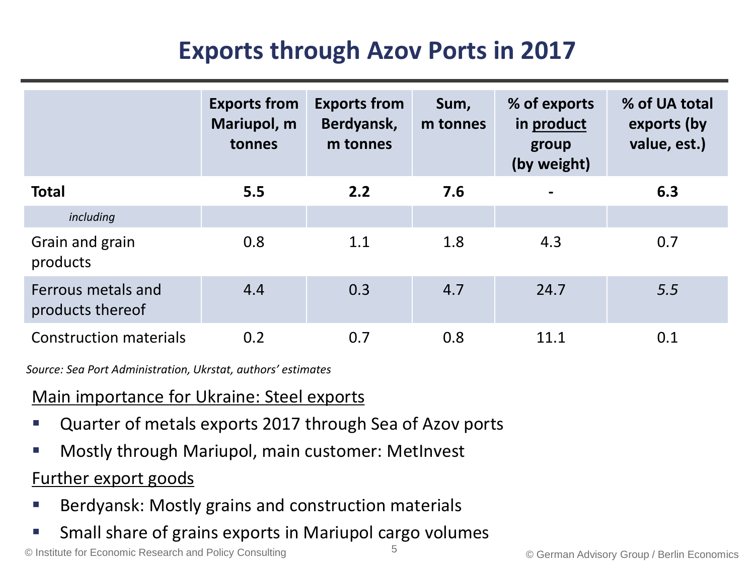# Exports through Azov Ports in 2017

| | Exports from Mariupol, m tonnes | Exports from Berdyansk, m tonnes | Sum, m tonnes | % of exports in product group (by weight) | % of UA total exports (by value, est.) |
|---|---|---|---|---|---|
| **Total** | **5.5** | **2.2** | **7.6** | **-** | **6.3** |
| *including* | | | | | |
| Grain and grain products | 0.8 | 1.1 | 1.8 | 4.3 | 0.7 |
| Ferrous metals and products thereof | 4.4 | 0.3 | 4.7 | 24.7 | *5.5* |
| Construction materials | 0.2 | 0.7 | 0.8 | 11.1 | 0.1 |

*Source: Sea Port Administration, Ukrstat, authors' estimates*

Main importance for Ukraine: Steel exports

- Quarter of metals exports 2017 through Sea of Azov ports
- Mostly through Mariupol, main customer: MetInvest

Further export goods

- Berdyansk: Mostly grains and construction materials
- Small share of grains exports in Mariupol cargo volumes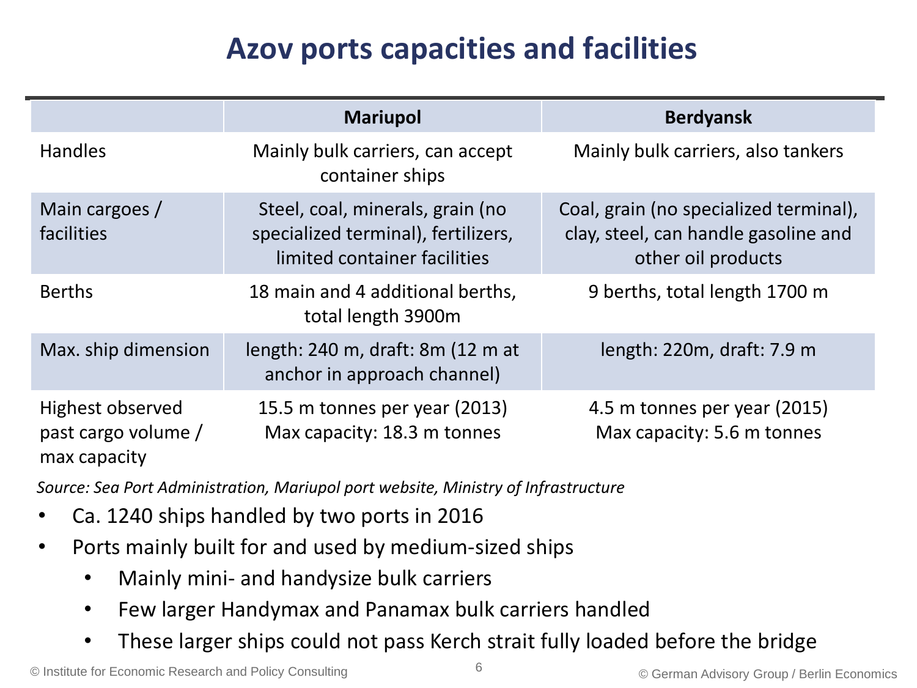# Azov ports capacities and facilities

| | Mariupol | Berdyansk |
|---|---|---|
| Handles | Mainly bulk carriers, can accept container ships | Mainly bulk carriers, also tankers |
| Main cargoes / facilities | Steel, coal, minerals, grain (no specialized terminal), fertilizers, limited container facilities | Coal, grain (no specialized terminal), clay, steel, can handle gasoline and other oil products |
| Berths | 18 main and 4 additional berths, total length 3900m | 9 berths, total length 1700 m |
| Max. ship dimension | length: 240 m, draft: 8m (12 m at anchor in approach channel) | length: 220m, draft: 7.9 m |
| Highest observed past cargo volume / max capacity | 15.5 m tonnes per year (2013) Max capacity: 18.3 m tonnes | 4.5 m tonnes per year (2015) Max capacity: 5.6 m tonnes |

*Source: Sea Port Administration, Mariupol port website, Ministry of Infrastructure*

- Ca. 1240 ships handled by two ports in 2016
- Ports mainly built for and used by medium-sized ships
  - Mainly mini- and handysize bulk carriers
  - Few larger Handymax and Panamax bulk carriers handled
  - These larger ships could not pass Kerch strait fully loaded before the bridge

© Institute for Economic Research and Policy Consulting

© German Advisory Group / Berlin Economics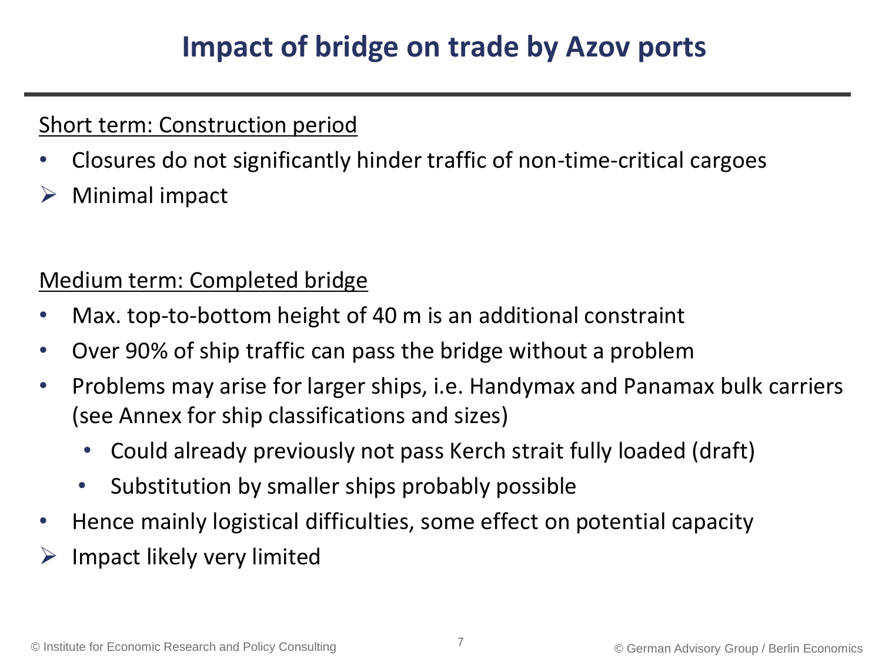# Impact of bridge on trade by Azov ports

<u>Short term: Construction period</u>

- Closures do not significantly hinder traffic of non-time-critical cargoes
- ➢ Minimal impact

<u>Medium term: Completed bridge</u>

- Max. top-to-bottom height of 40 m is an additional constraint
- Over 90% of ship traffic can pass the bridge without a problem
- Problems may arise for larger ships, i.e. Handymax and Panamax bulk carriers (see Annex for ship classifications and sizes)
  - Could already previously not pass Kerch strait fully loaded (draft)
  - Substitution by smaller ships probably possible
- Hence mainly logistical difficulties, some effect on potential capacity
- ➢ Impact likely very limited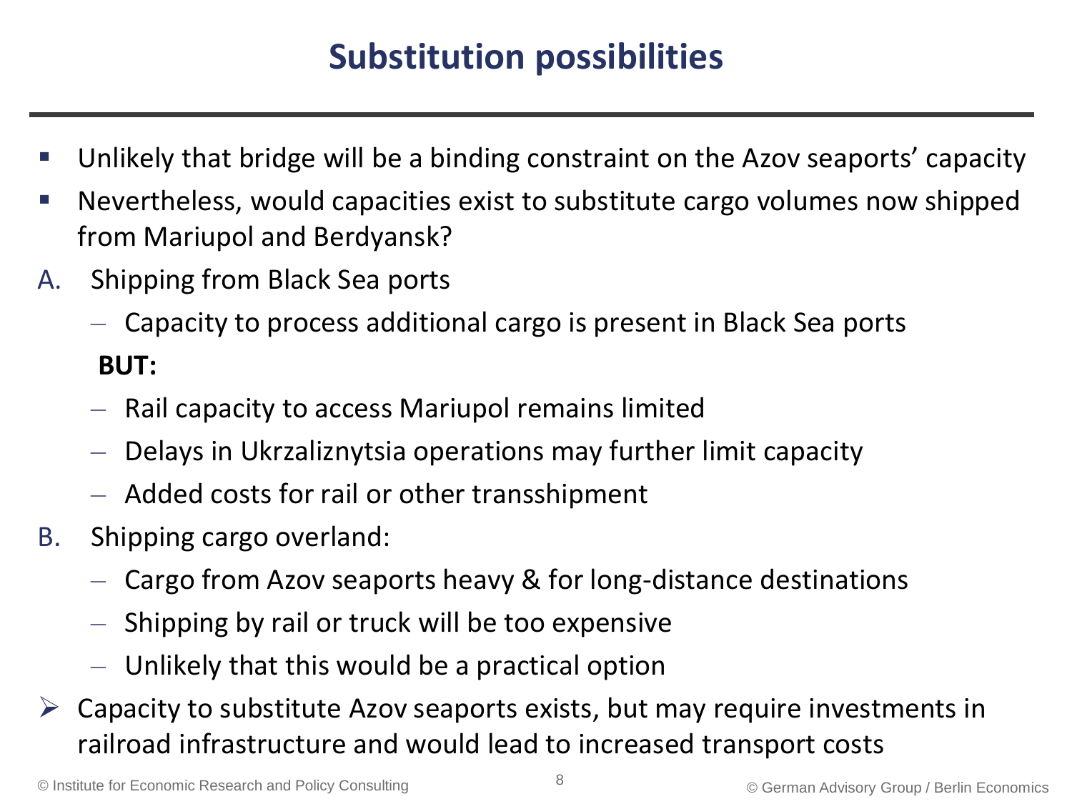# Substitution possibilities

- Unlikely that bridge will be a binding constraint on the Azov seaports' capacity
- Nevertheless, would capacities exist to substitute cargo volumes now shipped from Mariupol and Berdyansk?

A. Shipping from Black Sea ports
   - Capacity to process additional cargo is present in Black Sea ports

   **BUT:**

   - Rail capacity to access Mariupol remains limited
   - Delays in Ukrzaliznytsia operations may further limit capacity
   - Added costs for rail or other transshipment

B. Shipping cargo overland:
   - Cargo from Azov seaports heavy & for long-distance destinations
   - Shipping by rail or truck will be too expensive
   - Unlikely that this would be a practical option

➢ Capacity to substitute Azov seaports exists, but may require investments in railroad infrastructure and would lead to increased transport costs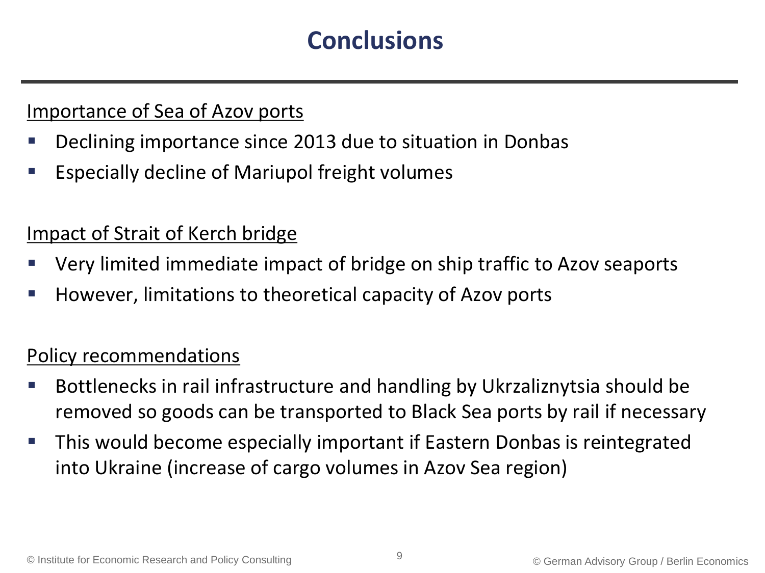# Conclusions

Importance of Sea of Azov ports

- Declining importance since 2013 due to situation in Donbas
- Especially decline of Mariupol freight volumes

Impact of Strait of Kerch bridge

- Very limited immediate impact of bridge on ship traffic to Azov seaports
- However, limitations to theoretical capacity of Azov ports

Policy recommendations

- Bottlenecks in rail infrastructure and handling by Ukrzaliznytsia should be removed so goods can be transported to Black Sea ports by rail if necessary
- This would become especially important if Eastern Donbas is reintegrated into Ukraine (increase of cargo volumes in Azov Sea region)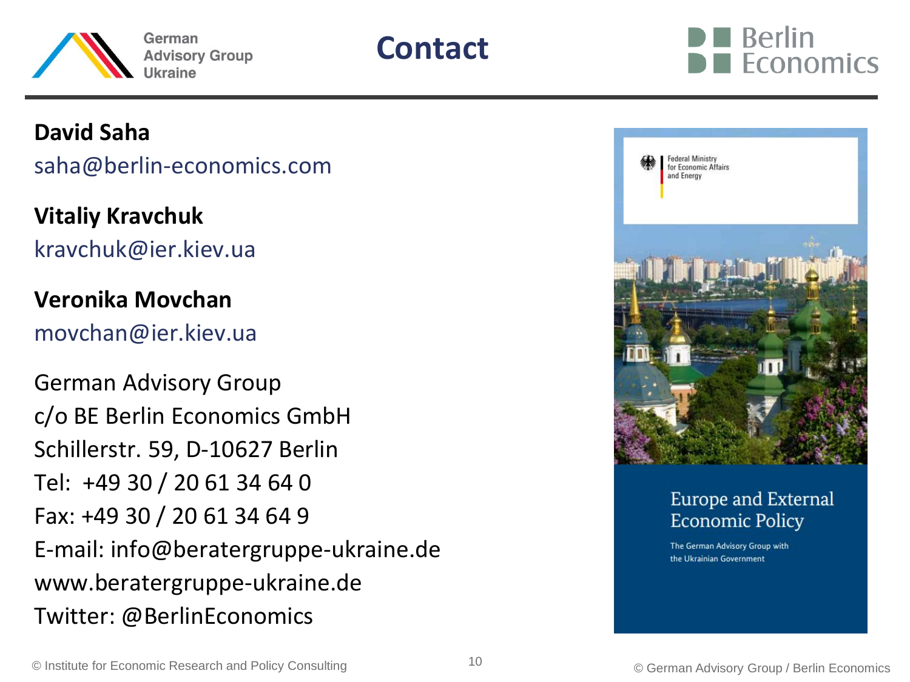# Contact

**David Saha**
saha@berlin-economics.com

**Vitaliy Kravchuk**
kravchuk@ier.kiev.ua

**Veronika Movchan**
movchan@ier.kiev.ua

German Advisory Group
c/o BE Berlin Economics GmbH
Schillerstr. 59, D-10627 Berlin
Tel: +49 30 / 20 61 34 64 0
Fax: +49 30 / 20 61 34 64 9
E-mail: info@beratergruppe-ukraine.de
www.beratergruppe-ukraine.de
Twitter: @BerlinEconomics

Federal Ministry for Economic Affairs and Energy

Europe and External Economic Policy

The German Advisory Group with the Ukrainian Government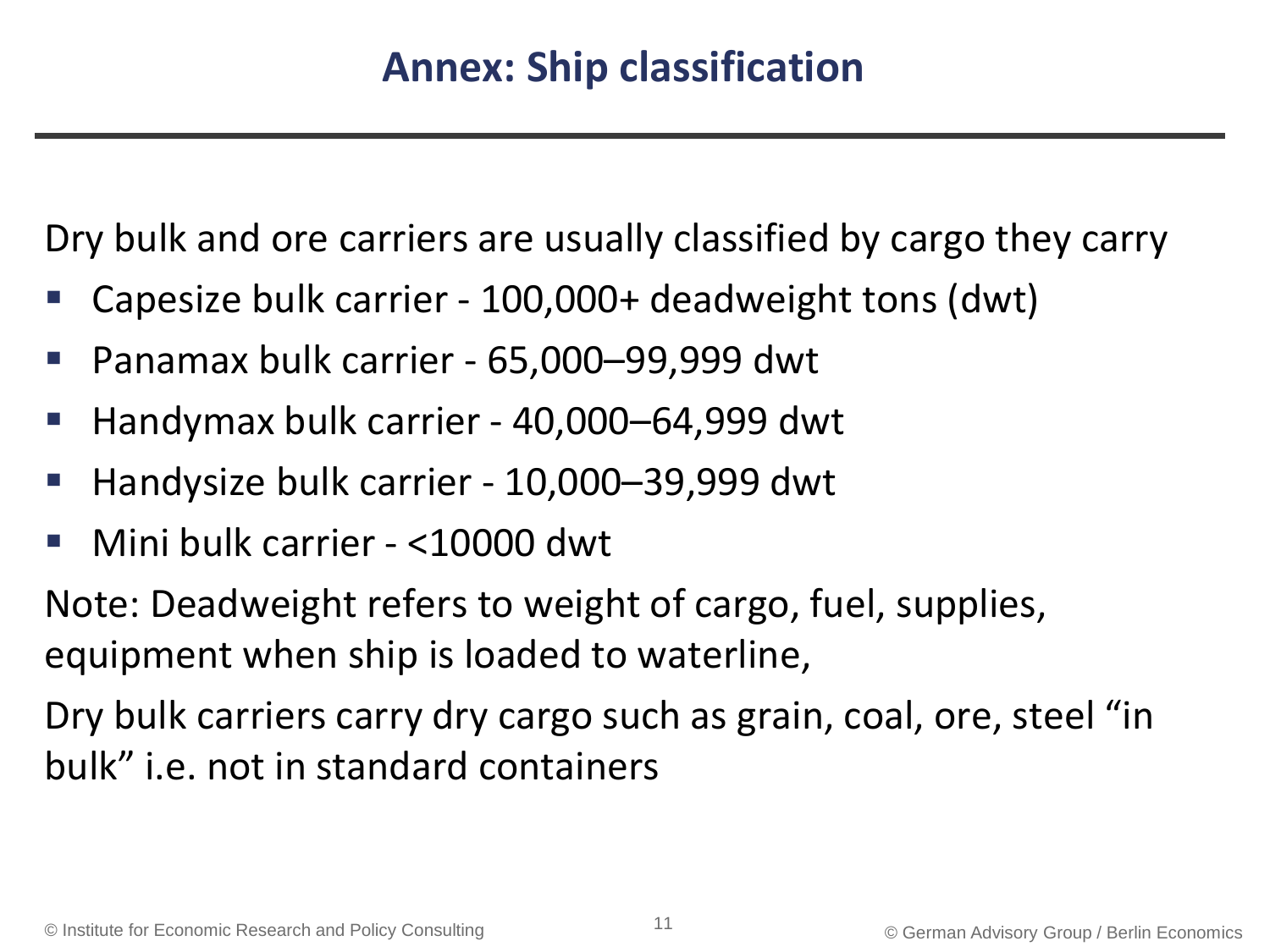# Annex: Ship classification

Dry bulk and ore carriers are usually classified by cargo they carry

- Capesize bulk carrier - 100,000+ deadweight tons (dwt)
- Panamax bulk carrier - 65,000–99,999 dwt
- Handymax bulk carrier - 40,000–64,999 dwt
- Handysize bulk carrier - 10,000–39,999 dwt
- Mini bulk carrier - <10000 dwt

Note: Deadweight refers to weight of cargo, fuel, supplies, equipment when ship is loaded to waterline,

Dry bulk carriers carry dry cargo such as grain, coal, ore, steel “in bulk” i.e. not in standard containers

© Institute for Economic Research and Policy Consulting

© German Advisory Group / Berlin Economics